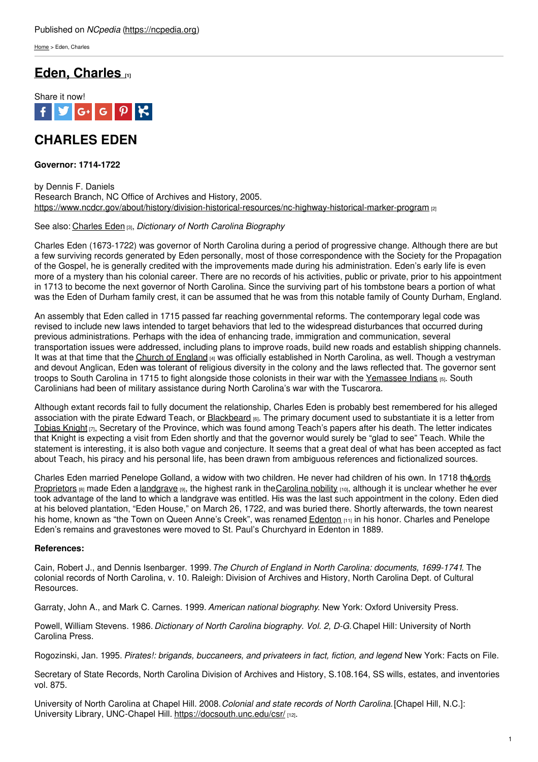Published on *NCpedia* (https://ncpedia.org)

Home > Eden, Charles

# Eden, Charles [1]

Share it now!

## CHARLES EDEN

**Governor: 1714-1722**

by Dennis F. Daniels
Research Branch, NC Office of Archives and History, 2005.
https://www.ncdcr.gov/about/history/division-historical-resources/nc-highway-historical-marker-program [2]

See also: Charles Eden [3], *Dictionary of North Carolina Biography*

Charles Eden (1673-1722) was governor of North Carolina during a period of progressive change. Although there are but a few surviving records generated by Eden personally, most of those correspondence with the Society for the Propagation of the Gospel, he is generally credited with the improvements made during his administration. Eden's early life is even more of a mystery than his colonial career. There are no records of his activities, public or private, prior to his appointment in 1713 to become the next governor of North Carolina. Since the surviving part of his tombstone bears a portion of what was the Eden of Durham family crest, it can be assumed that he was from this notable family of County Durham, England.

An assembly that Eden called in 1715 passed far reaching governmental reforms. The contemporary legal code was revised to include new laws intended to target behaviors that led to the widespread disturbances that occurred during previous administrations. Perhaps with the idea of enhancing trade, immigration and communication, several transportation issues were addressed, including plans to improve roads, build new roads and establish shipping channels. It was at that time that the Church of England [4] was officially established in North Carolina, as well. Though a vestryman and devout Anglican, Eden was tolerant of religious diversity in the colony and the laws reflected that. The governor sent troops to South Carolina in 1715 to fight alongside those colonists in their war with the Yemassee Indians [5]. South Carolinians had been of military assistance during North Carolina's war with the Tuscarora.

Although extant records fail to fully document the relationship, Charles Eden is probably best remembered for his alleged association with the pirate Edward Teach, or Blackbeard [6]. The primary document used to substantiate it is a letter from Tobias Knight [7], Secretary of the Province, which was found among Teach's papers after his death. The letter indicates that Knight is expecting a visit from Eden shortly and that the governor would surely be "glad to see" Teach. While the statement is interesting, it is also both vague and conjecture. It seems that a great deal of what has been accepted as fact about Teach, his piracy and his personal life, has been drawn from ambiguous references and fictionalized sources.

Charles Eden married Penelope Golland, a widow with two children. He never had children of his own. In 1718 the Lords Proprietors [8] made Eden a landgrave [9], the highest rank in the Carolina nobility [10], although it is unclear whether he ever took advantage of the land to which a landgrave was entitled. His was the last such appointment in the colony. Eden died at his beloved plantation, "Eden House," on March 26, 1722, and was buried there. Shortly afterwards, the town nearest his home, known as "the Town on Queen Anne's Creek", was renamed Edenton [11] in his honor. Charles and Penelope Eden's remains and gravestones were moved to St. Paul's Churchyard in Edenton in 1889.

**References:**

Cain, Robert J., and Dennis Isenbarger. 1999. *The Church of England in North Carolina: documents, 1699-1741*. The colonial records of North Carolina, v. 10. Raleigh: Division of Archives and History, North Carolina Dept. of Cultural Resources.

Garraty, John A., and Mark C. Carnes. 1999. *American national biography*. New York: Oxford University Press.

Powell, William Stevens. 1986. *Dictionary of North Carolina biography. Vol. 2, D-G.* Chapel Hill: University of North Carolina Press.

Rogozinski, Jan. 1995. *Pirates!: brigands, buccaneers, and privateers in fact, fiction, and legend* New York: Facts on File.

Secretary of State Records, North Carolina Division of Archives and History, S.108.164, SS wills, estates, and inventories vol. 875.

University of North Carolina at Chapel Hill. 2008. *Colonial and state records of North Carolina.* [Chapel Hill, N.C.]: University Library, UNC-Chapel Hill. https://docsouth.unc.edu/csr/ [12].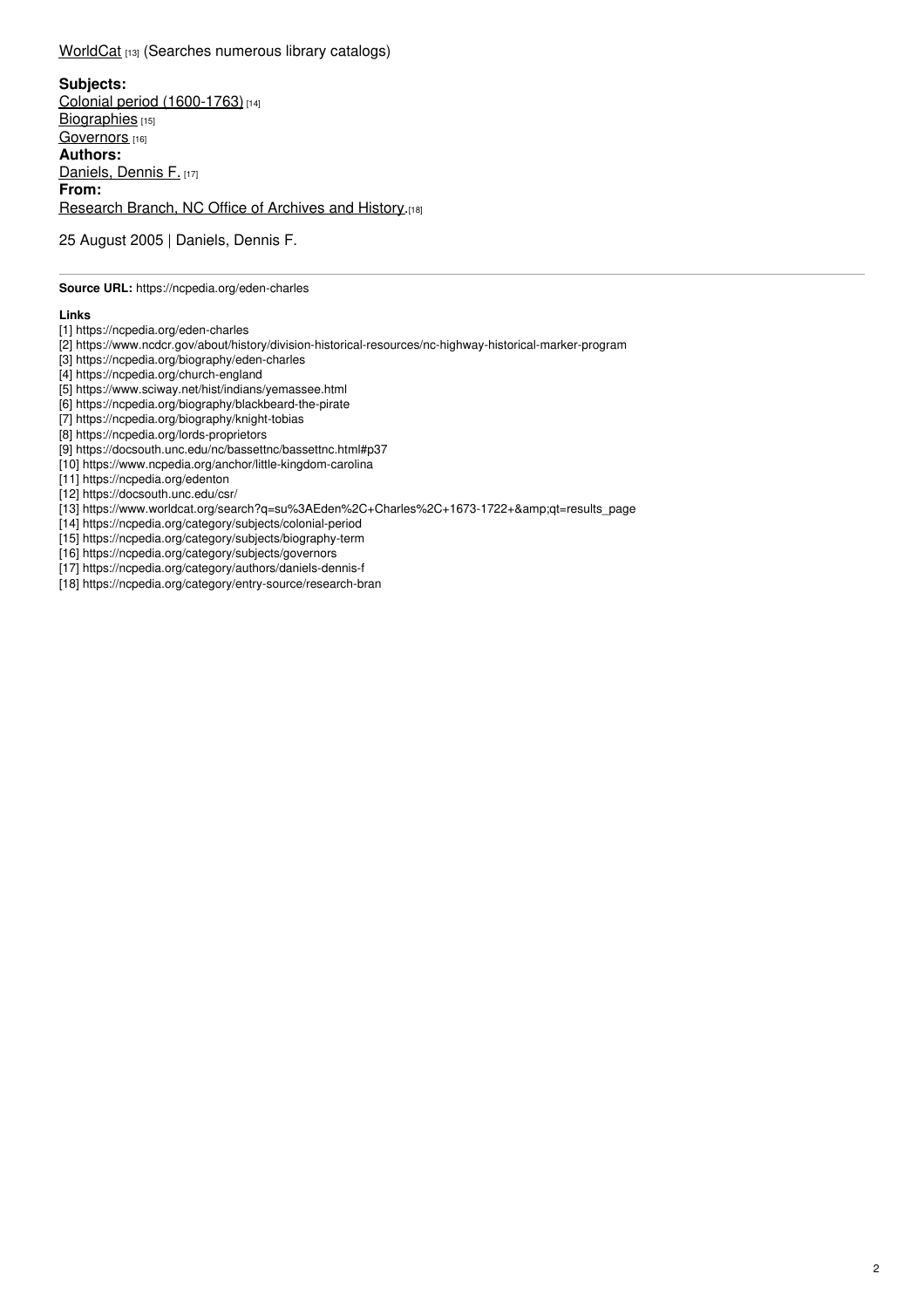WorldCat [13] (Searches numerous library catalogs)

**Subjects:**
Colonial period (1600-1763) [14]
Biographies [15]
Governors [16]
**Authors:**
Daniels, Dennis F. [17]
**From:**
Research Branch, NC Office of Archives and History.[18]

25 August 2005 | Daniels, Dennis F.

---

**Source URL:** https://ncpedia.org/eden-charles

**Links**

[1] https://ncpedia.org/eden-charles
[2] https://www.ncdcr.gov/about/history/division-historical-resources/nc-highway-historical-marker-program
[3] https://ncpedia.org/biography/eden-charles
[4] https://ncpedia.org/church-england
[5] https://www.sciway.net/hist/indians/yemassee.html
[6] https://ncpedia.org/biography/blackbeard-the-pirate
[7] https://ncpedia.org/biography/knight-tobias
[8] https://ncpedia.org/lords-proprietors
[9] https://docsouth.unc.edu/nc/bassettnc/bassettnc.html#p37
[10] https://www.ncpedia.org/anchor/little-kingdom-carolina
[11] https://ncpedia.org/edenton
[12] https://docsouth.unc.edu/csr/
[13] https://www.worldcat.org/search?q=su%3AEden%2C+Charles%2C+1673-1722+&amp;qt=results_page
[14] https://ncpedia.org/category/subjects/colonial-period
[15] https://ncpedia.org/category/subjects/biography-term
[16] https://ncpedia.org/category/subjects/governors
[17] https://ncpedia.org/category/authors/daniels-dennis-f
[18] https://ncpedia.org/category/entry-source/research-bran